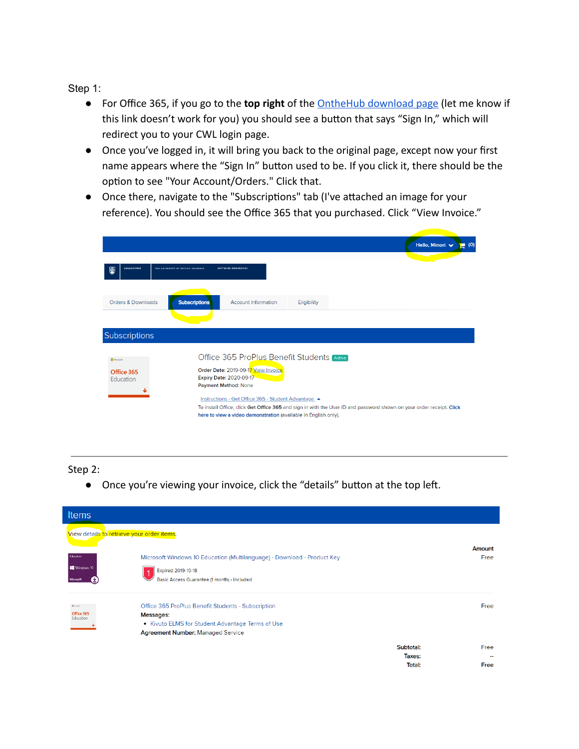Step 1:

- For Office 365, if you go to the **top right** of the OntheHub download page (let me know if this link doesn't work for you) you should see a button that says "Sign In," which will redirect you to your CWL login page.
- Once you've logged in, it will bring you back to the original page, except now your first name appears where the "Sign In" button used to be. If you click it, there should be the option to see "Your Account/Orders." Click that.
- Once there, navigate to the "Subscriptions" tab (I've attached an image for your reference). You should see the Office 365 that you purchased. Click "View Invoice."

---

Step 2:

- Once you're viewing your invoice, click the "details" button at the top left.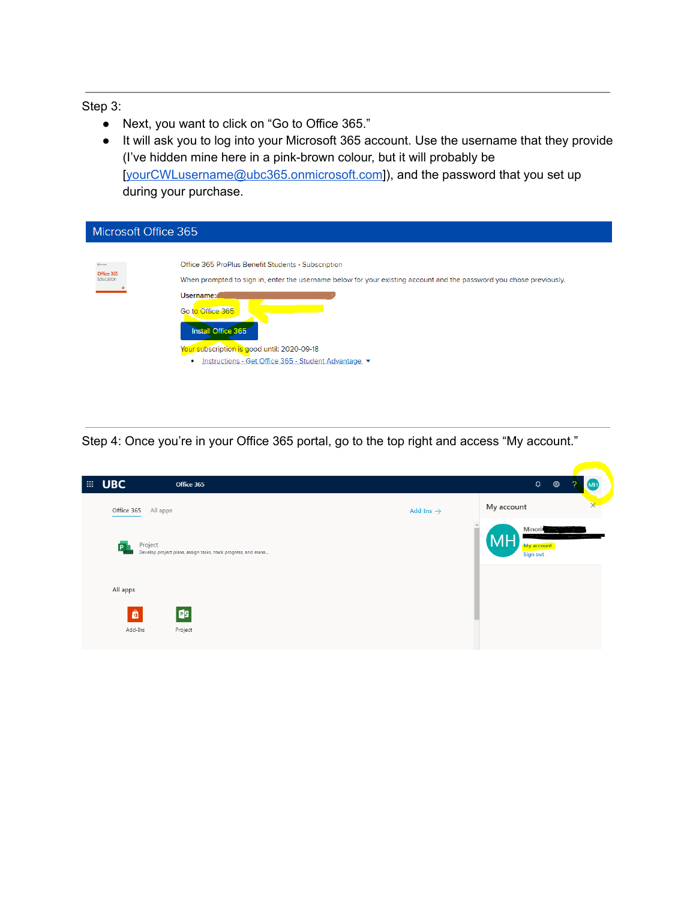Step 3:

- Next, you want to click on "Go to Office 365."
- It will ask you to log into your Microsoft 365 account. Use the username that they provide (I've hidden mine here in a pink-brown colour, but it will probably be [yourCWLusername@ubc365.onmicrosoft.com]), and the password that you set up during your purchase.

Microsoft Office 365

Office 365 ProPlus Benefit Students - Subscription

When prompted to sign in, enter the username below for your existing account and the password you chose previously.

Username:

Go to Office 365

Install Office 365

Your subscription is good until: 2020-09-18

- Instructions - Get Office 365 - Student Advantage

Step 4: Once you're in your Office 365 portal, go to the top right and access "My account."

UBC Office 365

Office 365 All apps Add-Ins →

Project
Develop project plans, assign tasks, track progress, and mana...

All apps

Add-Ins Project

My account

MH Minori

My account

Sign out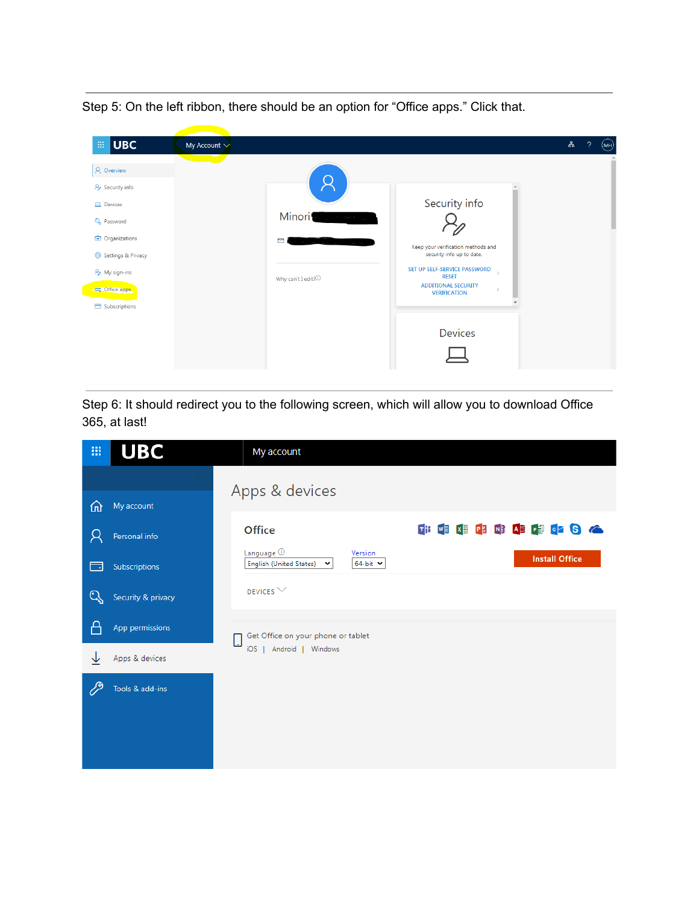Step 5: On the left ribbon, there should be an option for “Office apps.” Click that.

Step 6: It should redirect you to the following screen, which will allow you to download Office 365, at last!